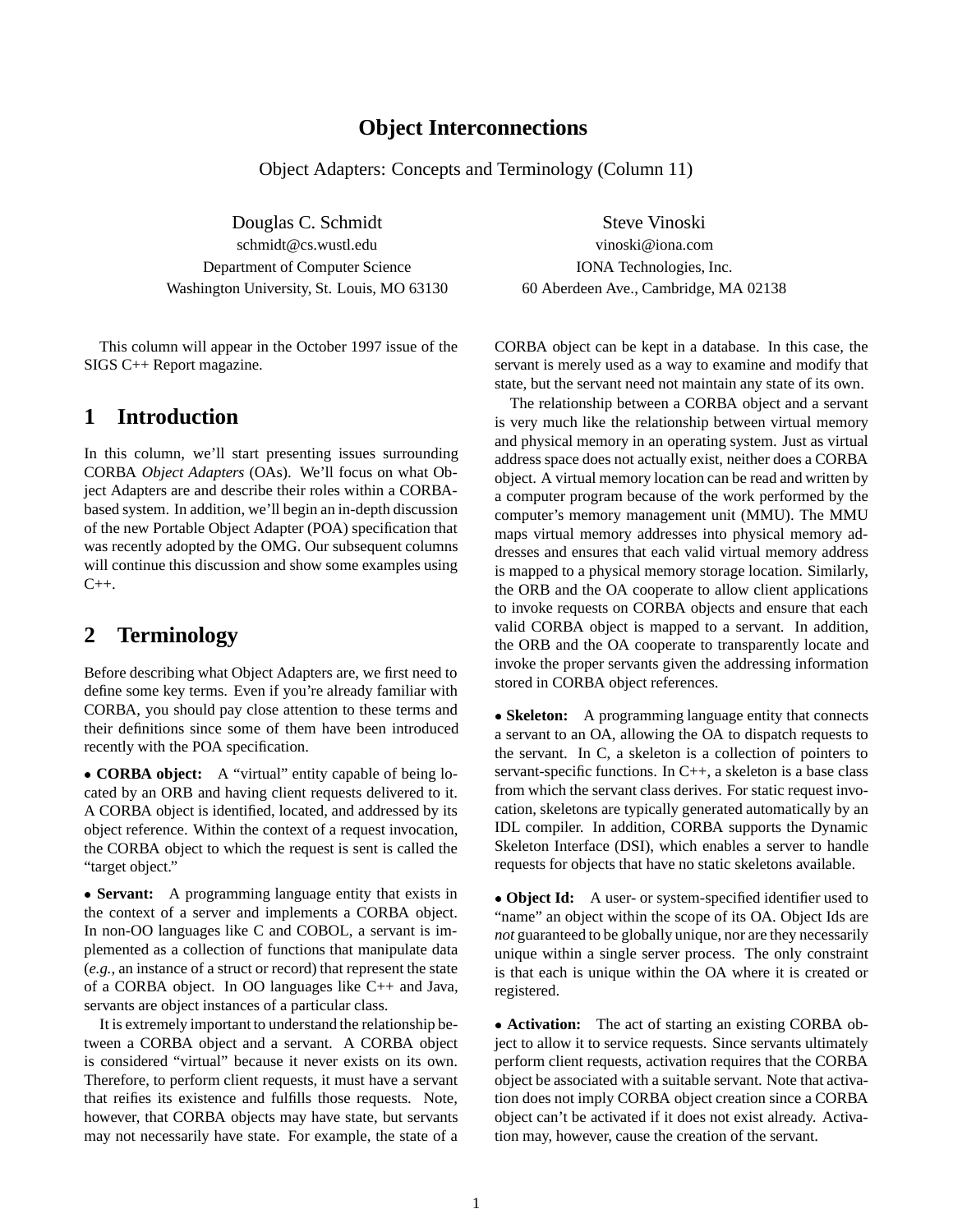# Object Interconnections

Object Adapters: Concepts and Terminology (Column 11)

Douglas C. Schmidt
schmidt@cs.wustl.edu
Department of Computer Science
Washington University, St. Louis, MO 63130

Steve Vinoski
vinoski@iona.com
IONA Technologies, Inc.
60 Aberdeen Ave., Cambridge, MA 02138

This column will appear in the October 1997 issue of the SIGS C++ Report magazine.

## 1 Introduction

In this column, we'll start presenting issues surrounding CORBA *Object Adapters* (OAs). We'll focus on what Object Adapters are and describe their roles within a CORBA-based system. In addition, we'll begin an in-depth discussion of the new Portable Object Adapter (POA) specification that was recently adopted by the OMG. Our subsequent columns will continue this discussion and show some examples using C++.

## 2 Terminology

Before describing what Object Adapters are, we first need to define some key terms. Even if you're already familiar with CORBA, you should pay close attention to these terms and their definitions since some of them have been introduced recently with the POA specification.

- **CORBA object:** A "virtual" entity capable of being located by an ORB and having client requests delivered to it. A CORBA object is identified, located, and addressed by its object reference. Within the context of a request invocation, the CORBA object to which the request is sent is called the "target object."

- **Servant:** A programming language entity that exists in the context of a server and implements a CORBA object. In non-OO languages like C and COBOL, a servant is implemented as a collection of functions that manipulate data (*e.g.*, an instance of a struct or record) that represent the state of a CORBA object. In OO languages like C++ and Java, servants are object instances of a particular class.

  It is extremely important to understand the relationship between a CORBA object and a servant. A CORBA object is considered "virtual" because it never exists on its own. Therefore, to perform client requests, it must have a servant that reifies its existence and fulfills those requests. Note, however, that CORBA objects may have state, but servants may not necessarily have state. For example, the state of a CORBA object can be kept in a database. In this case, the servant is merely used as a way to examine and modify that state, but the servant need not maintain any state of its own.

  The relationship between a CORBA object and a servant is very much like the relationship between virtual memory and physical memory in an operating system. Just as virtual address space does not actually exist, neither does a CORBA object. A virtual memory location can be read and written by a computer program because of the work performed by the computer's memory management unit (MMU). The MMU maps virtual memory addresses into physical memory addresses and ensures that each valid virtual memory address is mapped to a physical memory storage location. Similarly, the ORB and the OA cooperate to allow client applications to invoke requests on CORBA objects and ensure that each valid CORBA object is mapped to a servant. In addition, the ORB and the OA cooperate to transparently locate and invoke the proper servants given the addressing information stored in CORBA object references.

- **Skeleton:** A programming language entity that connects a servant to an OA, allowing the OA to dispatch requests to the servant. In C, a skeleton is a collection of pointers to servant-specific functions. In C++, a skeleton is a base class from which the servant class derives. For static request invocation, skeletons are typically generated automatically by an IDL compiler. In addition, CORBA supports the Dynamic Skeleton Interface (DSI), which enables a server to handle requests for objects that have no static skeletons available.

- **Object Id:** A user- or system-specified identifier used to "name" an object within the scope of its OA. Object Ids are *not* guaranteed to be globally unique, nor are they necessarily unique within a single server process. The only constraint is that each is unique within the OA where it is created or registered.

- **Activation:** The act of starting an existing CORBA object to allow it to service requests. Since servants ultimately perform client requests, activation requires that the CORBA object be associated with a suitable servant. Note that activation does not imply CORBA object creation since a CORBA object can't be activated if it does not exist already. Activation may, however, cause the creation of the servant.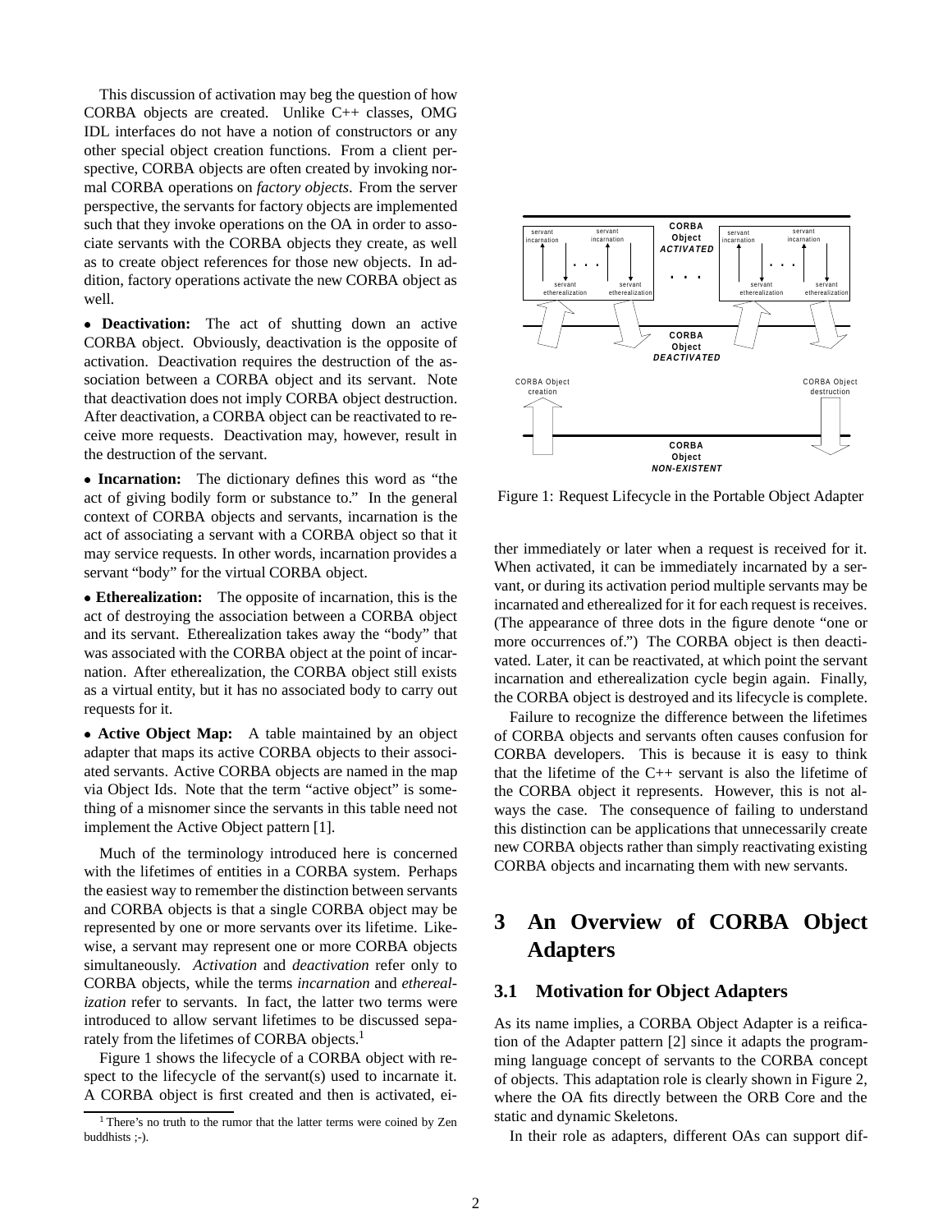This discussion of activation may beg the question of how CORBA objects are created. Unlike C++ classes, OMG IDL interfaces do not have a notion of constructors or any other special object creation functions. From a client perspective, CORBA objects are often created by invoking normal CORBA operations on *factory objects*. From the server perspective, the servants for factory objects are implemented such that they invoke operations on the OA in order to associate servants with the CORBA objects they create, as well as to create object references for those new objects. In addition, factory operations activate the new CORBA object as well.

- **Deactivation:** The act of shutting down an active CORBA object. Obviously, deactivation is the opposite of activation. Deactivation requires the destruction of the association between a CORBA object and its servant. Note that deactivation does not imply CORBA object destruction. After deactivation, a CORBA object can be reactivated to receive more requests. Deactivation may, however, result in the destruction of the servant.

- **Incarnation:** The dictionary defines this word as "the act of giving bodily form or substance to." In the general context of CORBA objects and servants, incarnation is the act of associating a servant with a CORBA object so that it may service requests. In other words, incarnation provides a servant "body" for the virtual CORBA object.

- **Etherealization:** The opposite of incarnation, this is the act of destroying the association between a CORBA object and its servant. Etherealization takes away the "body" that was associated with the CORBA object at the point of incarnation. After etherealization, the CORBA object still exists as a virtual entity, but it has no associated body to carry out requests for it.

- **Active Object Map:** A table maintained by an object adapter that maps its active CORBA objects to their associated servants. Active CORBA objects are named in the map via Object Ids. Note that the term "active object" is something of a misnomer since the servants in this table need not implement the Active Object pattern [1].

Much of the terminology introduced here is concerned with the lifetimes of entities in a CORBA system. Perhaps the easiest way to remember the distinction between servants and CORBA objects is that a single CORBA object may be represented by one or more servants over its lifetime. Likewise, a servant may represent one or more CORBA objects simultaneously. *Activation* and *deactivation* refer only to CORBA objects, while the terms *incarnation* and *etherealization* refer to servants. In fact, the latter two terms were introduced to allow servant lifetimes to be discussed separately from the lifetimes of CORBA objects.[1]

Figure 1 shows the lifecycle of a CORBA object with respect to the lifecycle of the servant(s) used to incarnate it. A CORBA object is first created and then is activated, either immediately or later when a request is received for it. When activated, it can be immediately incarnated by a servant, or during its activation period multiple servants may be incarnated and etherealized for it for each request is receives. (The appearance of three dots in the figure denote "one or more occurrences of.") The CORBA object is then deactivated. Later, it can be reactivated, at which point the servant incarnation and etherealization cycle begin again. Finally, the CORBA object is destroyed and its lifecycle is complete.

Figure 1: Request Lifecycle in the Portable Object Adapter

Failure to recognize the difference between the lifetimes of CORBA objects and servants often causes confusion for CORBA developers. This is because it is easy to think that the lifetime of the C++ servant is also the lifetime of the CORBA object it represents. However, this is not always the case. The consequence of failing to understand this distinction can be applications that unnecessarily create new CORBA objects rather than simply reactivating existing CORBA objects and incarnating them with new servants.

# 3 An Overview of CORBA Object Adapters

## 3.1 Motivation for Object Adapters

As its name implies, a CORBA Object Adapter is a reification of the Adapter pattern [2] since it adapts the programming language concept of servants to the CORBA concept of objects. This adaptation role is clearly shown in Figure 2, where the OA fits directly between the ORB Core and the static and dynamic Skeletons.

In their role as adapters, different OAs can support dif-

[1] There's no truth to the rumor that the latter terms were coined by Zen buddhists ;-).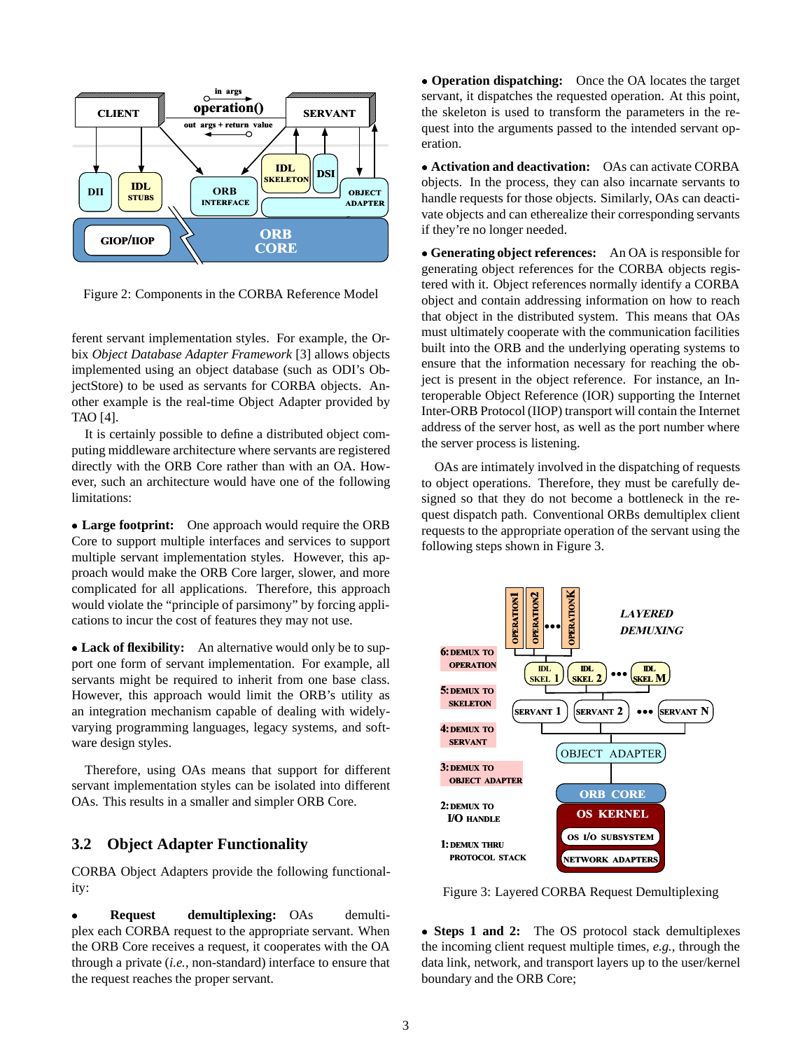Figure 2: Components in the CORBA Reference Model

ferent servant implementation styles. For example, the Orbix *Object Database Adapter Framework* [3] allows objects implemented using an object database (such as ODI's ObjectStore) to be used as servants for CORBA objects. Another example is the real-time Object Adapter provided by TAO [4].

It is certainly possible to define a distributed object computing middleware architecture where servants are registered directly with the ORB Core rather than with an OA. However, such an architecture would have one of the following limitations:

- **Large footprint:** One approach would require the ORB Core to support multiple interfaces and services to support multiple servant implementation styles. However, this approach would make the ORB Core larger, slower, and more complicated for all applications. Therefore, this approach would violate the "principle of parsimony" by forcing applications to incur the cost of features they may not use.

- **Lack of flexibility:** An alternative would only be to support one form of servant implementation. For example, all servants might be required to inherit from one base class. However, this approach would limit the ORB's utility as an integration mechanism capable of dealing with widely-varying programming languages, legacy systems, and software design styles.

Therefore, using OAs means that support for different servant implementation styles can be isolated into different OAs. This results in a smaller and simpler ORB Core.

## 3.2 Object Adapter Functionality

CORBA Object Adapters provide the following functionality:

- **Request demultiplexing:** OAs demultiplex each CORBA request to the appropriate servant. When the ORB Core receives a request, it cooperates with the OA through a private (*i.e.*, non-standard) interface to ensure that the request reaches the proper servant.

- **Operation dispatching:** Once the OA locates the target servant, it dispatches the requested operation. At this point, the skeleton is used to transform the parameters in the request into the arguments passed to the intended servant operation.

- **Activation and deactivation:** OAs can activate CORBA objects. In the process, they can also incarnate servants to handle requests for those objects. Similarly, OAs can deactivate objects and can etherealize their corresponding servants if they're no longer needed.

- **Generating object references:** An OA is responsible for generating object references for the CORBA objects registered with it. Object references normally identify a CORBA object and contain addressing information on how to reach that object in the distributed system. This means that OAs must ultimately cooperate with the communication facilities built into the ORB and the underlying operating systems to ensure that the information necessary for reaching the object is present in the object reference. For instance, an Interoperable Object Reference (IOR) supporting the Internet Inter-ORB Protocol (IIOP) transport will contain the Internet address of the server host, as well as the port number where the server process is listening.

OAs are intimately involved in the dispatching of requests to object operations. Therefore, they must be carefully designed so that they do not become a bottleneck in the request dispatch path. Conventional ORBs demultiplex client requests to the appropriate operation of the servant using the following steps shown in Figure 3.

Figure 3: Layered CORBA Request Demultiplexing

- **Steps 1 and 2:** The OS protocol stack demultiplexes the incoming client request multiple times, *e.g.,* through the data link, network, and transport layers up to the user/kernel boundary and the ORB Core;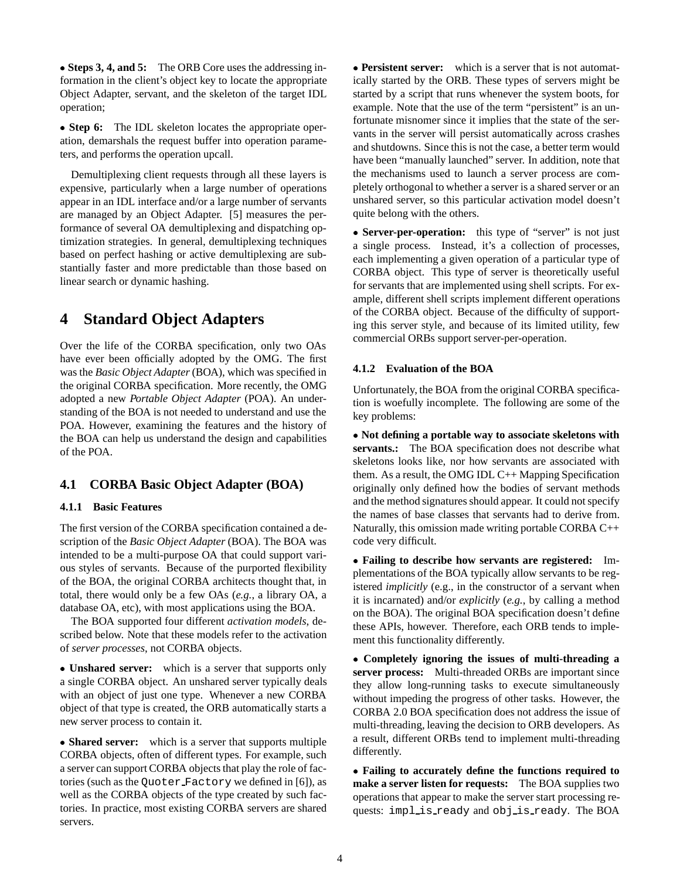• **Steps 3, 4, and 5:** The ORB Core uses the addressing information in the client's object key to locate the appropriate Object Adapter, servant, and the skeleton of the target IDL operation;

• **Step 6:** The IDL skeleton locates the appropriate operation, demarshals the request buffer into operation parameters, and performs the operation upcall.

Demultiplexing client requests through all these layers is expensive, particularly when a large number of operations appear in an IDL interface and/or a large number of servants are managed by an Object Adapter. [5] measures the performance of several OA demultiplexing and dispatching optimization strategies. In general, demultiplexing techniques based on perfect hashing or active demultiplexing are substantially faster and more predictable than those based on linear search or dynamic hashing.

# 4 Standard Object Adapters

Over the life of the CORBA specification, only two OAs have ever been officially adopted by the OMG. The first was the *Basic Object Adapter* (BOA), which was specified in the original CORBA specification. More recently, the OMG adopted a new *Portable Object Adapter* (POA). An understanding of the BOA is not needed to understand and use the POA. However, examining the features and the history of the BOA can help us understand the design and capabilities of the POA.

## 4.1 CORBA Basic Object Adapter (BOA)

### 4.1.1 Basic Features

The first version of the CORBA specification contained a description of the *Basic Object Adapter* (BOA). The BOA was intended to be a multi-purpose OA that could support various styles of servants. Because of the purported flexibility of the BOA, the original CORBA architects thought that, in total, there would only be a few OAs (*e.g.*, a library OA, a database OA, etc), with most applications using the BOA.

The BOA supported four different *activation models*, described below. Note that these models refer to the activation of *server processes*, not CORBA objects.

• **Unshared server:** which is a server that supports only a single CORBA object. An unshared server typically deals with an object of just one type. Whenever a new CORBA object of that type is created, the ORB automatically starts a new server process to contain it.

• **Shared server:** which is a server that supports multiple CORBA objects, often of different types. For example, such a server can support CORBA objects that play the role of factories (such as the `Quoter_Factory` we defined in [6]), as well as the CORBA objects of the type created by such factories. In practice, most existing CORBA servers are shared servers.

• **Persistent server:** which is a server that is not automatically started by the ORB. These types of servers might be started by a script that runs whenever the system boots, for example. Note that the use of the term "persistent" is an unfortunate misnomer since it implies that the state of the servants in the server will persist automatically across crashes and shutdowns. Since this is not the case, a better term would have been "manually launched" server. In addition, note that the mechanisms used to launch a server process are completely orthogonal to whether a server is a shared server or an unshared server, so this particular activation model doesn't quite belong with the others.

• **Server-per-operation:** this type of "server" is not just a single process. Instead, it's a collection of processes, each implementing a given operation of a particular type of CORBA object. This type of server is theoretically useful for servants that are implemented using shell scripts. For example, different shell scripts implement different operations of the CORBA object. Because of the difficulty of supporting this server style, and because of its limited utility, few commercial ORBs support server-per-operation.

### 4.1.2 Evaluation of the BOA

Unfortunately, the BOA from the original CORBA specification is woefully incomplete. The following are some of the key problems:

• **Not defining a portable way to associate skeletons with servants.:** The BOA specification does not describe what skeletons looks like, nor how servants are associated with them. As a result, the OMG IDL C++ Mapping Specification originally only defined how the bodies of servant methods and the method signatures should appear. It could not specify the names of base classes that servants had to derive from. Naturally, this omission made writing portable CORBA C++ code very difficult.

• **Failing to describe how servants are registered:** Implementations of the BOA typically allow servants to be registered *implicitly* (e.g., in the constructor of a servant when it is incarnated) and/or *explicitly* (*e.g.*, by calling a method on the BOA). The original BOA specification doesn't define these APIs, however. Therefore, each ORB tends to implement this functionality differently.

• **Completely ignoring the issues of multi-threading a server process:** Multi-threaded ORBs are important since they allow long-running tasks to execute simultaneously without impeding the progress of other tasks. However, the CORBA 2.0 BOA specification does not address the issue of multi-threading, leaving the decision to ORB developers. As a result, different ORBs tend to implement multi-threading differently.

• **Failing to accurately define the functions required to make a server listen for requests:** The BOA supplies two operations that appear to make the server start processing requests: `impl_is_ready` and `obj_is_ready`. The BOA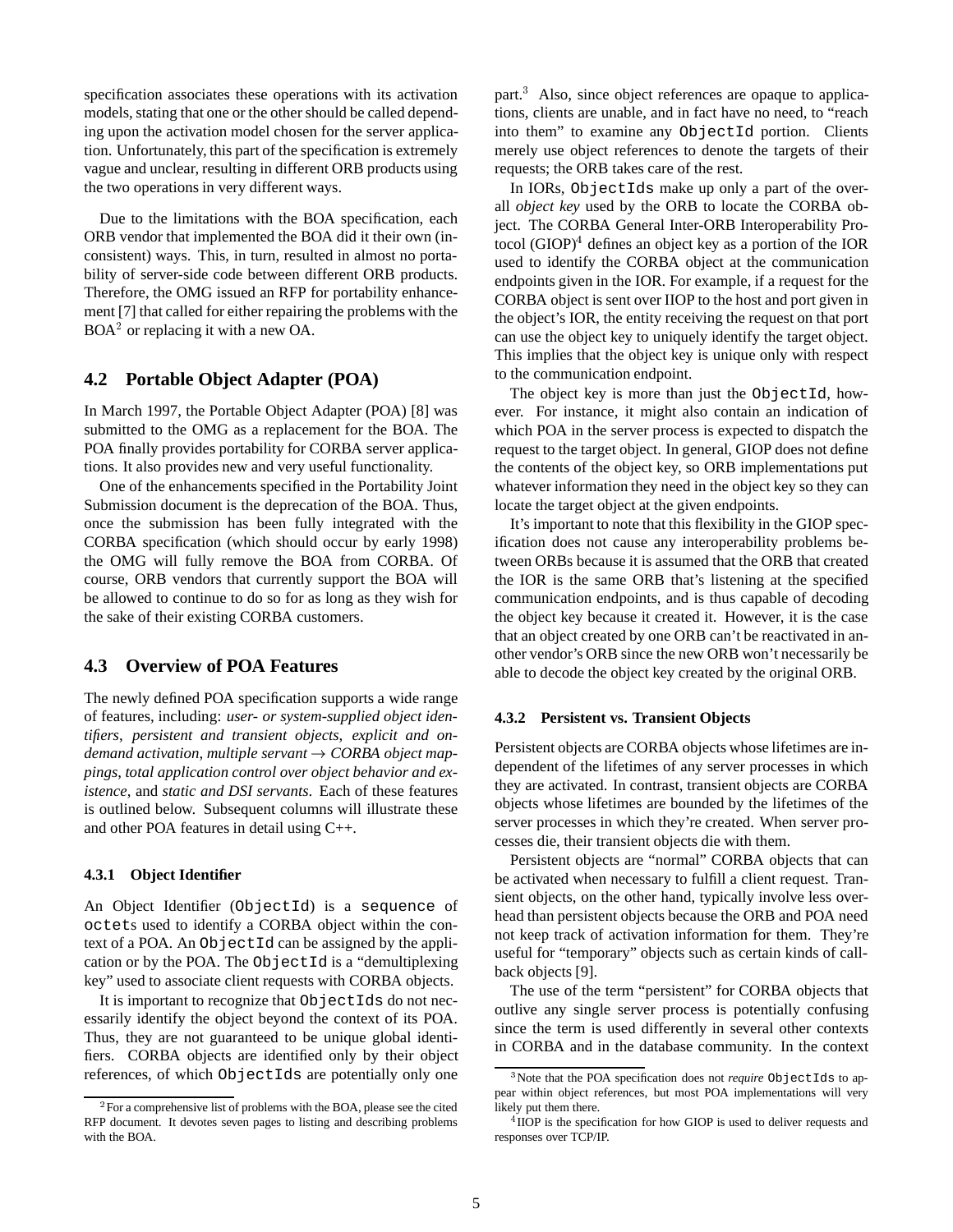specification associates these operations with its activation models, stating that one or the other should be called depending upon the activation model chosen for the server application. Unfortunately, this part of the specification is extremely vague and unclear, resulting in different ORB products using the two operations in very different ways.

Due to the limitations with the BOA specification, each ORB vendor that implemented the BOA did it their own (inconsistent) ways. This, in turn, resulted in almost no portability of server-side code between different ORB products. Therefore, the OMG issued an RFP for portability enhancement [7] that called for either repairing the problems with the BOA[2] or replacing it with a new OA.

## 4.2 Portable Object Adapter (POA)

In March 1997, the Portable Object Adapter (POA) [8] was submitted to the OMG as a replacement for the BOA. The POA finally provides portability for CORBA server applications. It also provides new and very useful functionality.

One of the enhancements specified in the Portability Joint Submission document is the deprecation of the BOA. Thus, once the submission has been fully integrated with the CORBA specification (which should occur by early 1998) the OMG will fully remove the BOA from CORBA. Of course, ORB vendors that currently support the BOA will be allowed to continue to do so for as long as they wish for the sake of their existing CORBA customers.

## 4.3 Overview of POA Features

The newly defined POA specification supports a wide range of features, including: *user- or system-supplied object identifiers*, *persistent and transient objects*, *explicit and on-demand activation*, *multiple servant → CORBA object mappings*, *total application control over object behavior and existence*, and *static and DSI servants*. Each of these features is outlined below. Subsequent columns will illustrate these and other POA features in detail using C++.

### 4.3.1 Object Identifier

An Object Identifier (`ObjectId`) is a `sequence` of `octet`s used to identify a CORBA object within the context of a POA. An `ObjectId` can be assigned by the application or by the POA. The `ObjectId` is a "demultiplexing key" used to associate client requests with CORBA objects.

It is important to recognize that `ObjectIds` do not necessarily identify the object beyond the context of its POA. Thus, they are not guaranteed to be unique global identifiers. CORBA objects are identified only by their object references, of which `ObjectIds` are potentially only one part.[3] Also, since object references are opaque to applications, clients are unable, and in fact have no need, to "reach into them" to examine any `ObjectId` portion. Clients merely use object references to denote the targets of their requests; the ORB takes care of the rest.

In IORs, `ObjectIds` make up only a part of the overall *object key* used by the ORB to locate the CORBA object. The CORBA General Inter-ORB Interoperability Protocol (GIOP)[4] defines an object key as a portion of the IOR used to identify the CORBA object at the communication endpoints given in the IOR. For example, if a request for the CORBA object is sent over IIOP to the host and port given in the object's IOR, the entity receiving the request on that port can use the object key to uniquely identify the target object. This implies that the object key is unique only with respect to the communication endpoint.

The object key is more than just the `ObjectId`, however. For instance, it might also contain an indication of which POA in the server process is expected to dispatch the request to the target object. In general, GIOP does not define the contents of the object key, so ORB implementations put whatever information they need in the object key so they can locate the target object at the given endpoints.

It's important to note that this flexibility in the GIOP specification does not cause any interoperability problems between ORBs because it is assumed that the ORB that created the IOR is the same ORB that's listening at the specified communication endpoints, and is thus capable of decoding the object key because it created it. However, it is the case that an object created by one ORB can't be reactivated in another vendor's ORB since the new ORB won't necessarily be able to decode the object key created by the original ORB.

### 4.3.2 Persistent vs. Transient Objects

Persistent objects are CORBA objects whose lifetimes are independent of the lifetimes of any server processes in which they are activated. In contrast, transient objects are CORBA objects whose lifetimes are bounded by the lifetimes of the server processes in which they're created. When server processes die, their transient objects die with them.

Persistent objects are "normal" CORBA objects that can be activated when necessary to fulfill a client request. Transient objects, on the other hand, typically involve less overhead than persistent objects because the ORB and POA need not keep track of activation information for them. They're useful for "temporary" objects such as certain kinds of callback objects [9].

The use of the term "persistent" for CORBA objects that outlive any single server process is potentially confusing since the term is used differently in several other contexts in CORBA and in the database community. In the context

---

[2] For a comprehensive list of problems with the BOA, please see the cited RFP document. It devotes seven pages to listing and describing problems with the BOA.

[3] Note that the POA specification does not *require* `ObjectIds` to appear within object references, but most POA implementations will very likely put them there.

[4] IIOP is the specification for how GIOP is used to deliver requests and responses over TCP/IP.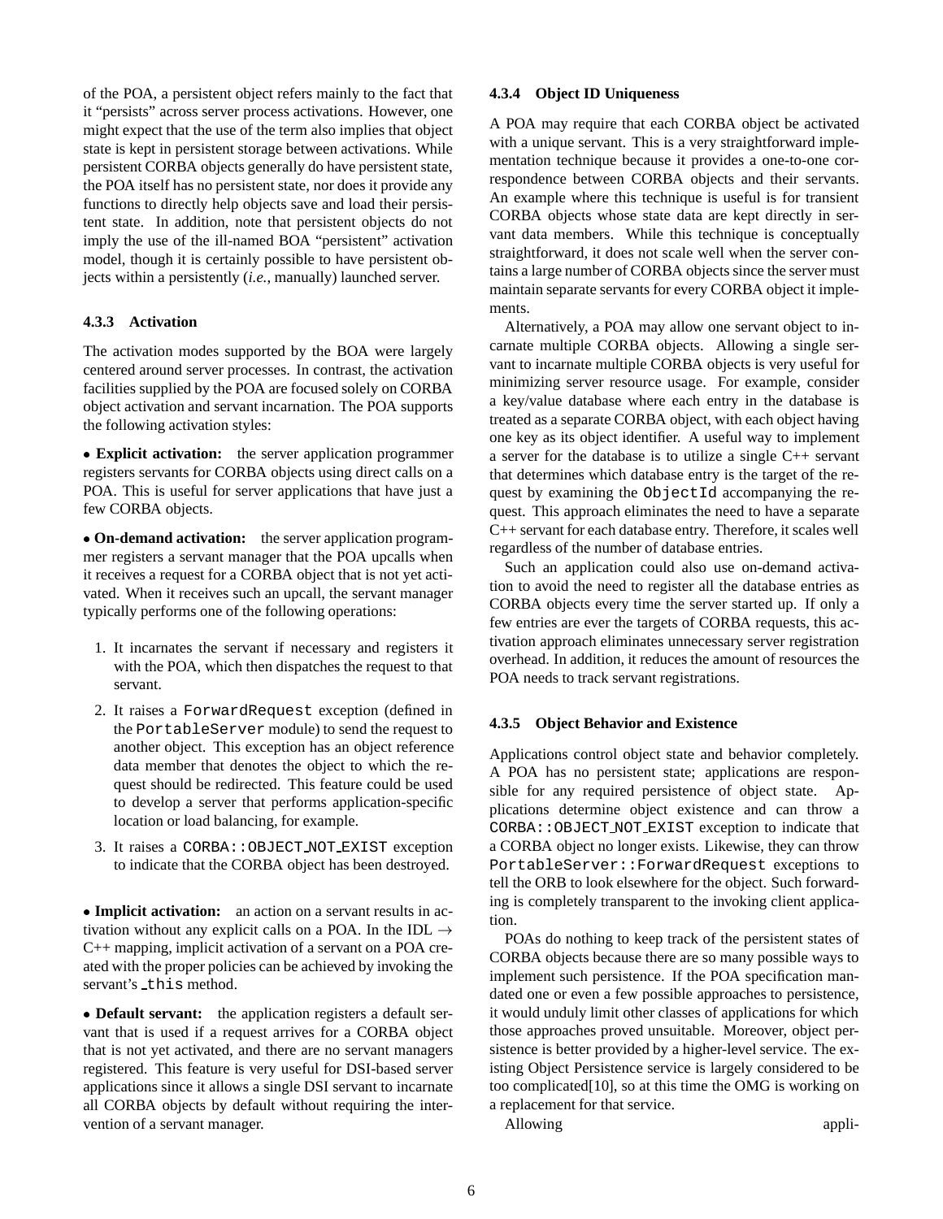of the POA, a persistent object refers mainly to the fact that it "persists" across server process activations. However, one might expect that the use of the term also implies that object state is kept in persistent storage between activations. While persistent CORBA objects generally do have persistent state, the POA itself has no persistent state, nor does it provide any functions to directly help objects save and load their persistent state. In addition, note that persistent objects do not imply the use of the ill-named BOA "persistent" activation model, though it is certainly possible to have persistent objects within a persistently (*i.e.*, manually) launched server.

#### 4.3.3 Activation

The activation modes supported by the BOA were largely centered around server processes. In contrast, the activation facilities supplied by the POA are focused solely on CORBA object activation and servant incarnation. The POA supports the following activation styles:

- **Explicit activation:** the server application programmer registers servants for CORBA objects using direct calls on a POA. This is useful for server applications that have just a few CORBA objects.

- **On-demand activation:** the server application programmer registers a servant manager that the POA upcalls when it receives a request for a CORBA object that is not yet activated. When it receives such an upcall, the servant manager typically performs one of the following operations:

  1. It incarnates the servant if necessary and registers it with the POA, which then dispatches the request to that servant.
  2. It raises a `ForwardRequest` exception (defined in the `PortableServer` module) to send the request to another object. This exception has an object reference data member that denotes the object to which the request should be redirected. This feature could be used to develop a server that performs application-specific location or load balancing, for example.
  3. It raises a `CORBA::OBJECT_NOT_EXIST` exception to indicate that the CORBA object has been destroyed.

- **Implicit activation:** an action on a servant results in activation without any explicit calls on a POA. In the IDL $\rightarrow$ C++ mapping, implicit activation of a servant on a POA created with the proper policies can be achieved by invoking the servant's `_this` method.

- **Default servant:** the application registers a default servant that is used if a request arrives for a CORBA object that is not yet activated, and there are no servant managers registered. This feature is very useful for DSI-based server applications since it allows a single DSI servant to incarnate all CORBA objects by default without requiring the intervention of a servant manager.

#### 4.3.4 Object ID Uniqueness

A POA may require that each CORBA object be activated with a unique servant. This is a very straightforward implementation technique because it provides a one-to-one correspondence between CORBA objects and their servants. An example where this technique is useful is for transient CORBA objects whose state data are kept directly in servant data members. While this technique is conceptually straightforward, it does not scale well when the server contains a large number of CORBA objects since the server must maintain separate servants for every CORBA object it implements.

Alternatively, a POA may allow one servant object to incarnate multiple CORBA objects. Allowing a single servant to incarnate multiple CORBA objects is very useful for minimizing server resource usage. For example, consider a key/value database where each entry in the database is treated as a separate CORBA object, with each object having one key as its object identifier. A useful way to implement a server for the database is to utilize a single C++ servant that determines which database entry is the target of the request by examining the `ObjectId` accompanying the request. This approach eliminates the need to have a separate C++ servant for each database entry. Therefore, it scales well regardless of the number of database entries.

Such an application could also use on-demand activation to avoid the need to register all the database entries as CORBA objects every time the server started up. If only a few entries are ever the targets of CORBA requests, this activation approach eliminates unnecessary server registration overhead. In addition, it reduces the amount of resources the POA needs to track servant registrations.

#### 4.3.5 Object Behavior and Existence

Applications control object state and behavior completely. A POA has no persistent state; applications are responsible for any required persistence of object state. Applications determine object existence and can throw a `CORBA::OBJECT_NOT_EXIST` exception to indicate that a CORBA object no longer exists. Likewise, they can throw `PortableServer::ForwardRequest` exceptions to tell the ORB to look elsewhere for the object. Such forwarding is completely transparent to the invoking client application.

POAs do nothing to keep track of the persistent states of CORBA objects because there are so many possible ways to implement such persistence. If the POA specification mandated one or even a few possible approaches to persistence, it would unduly limit other classes of applications for which those approaches proved unsuitable. Moreover, object persistence is better provided by a higher-level service. The existing Object Persistence service is largely considered to be too complicated[10], so at this time the OMG is working on a replacement for that service.

Allowing appli-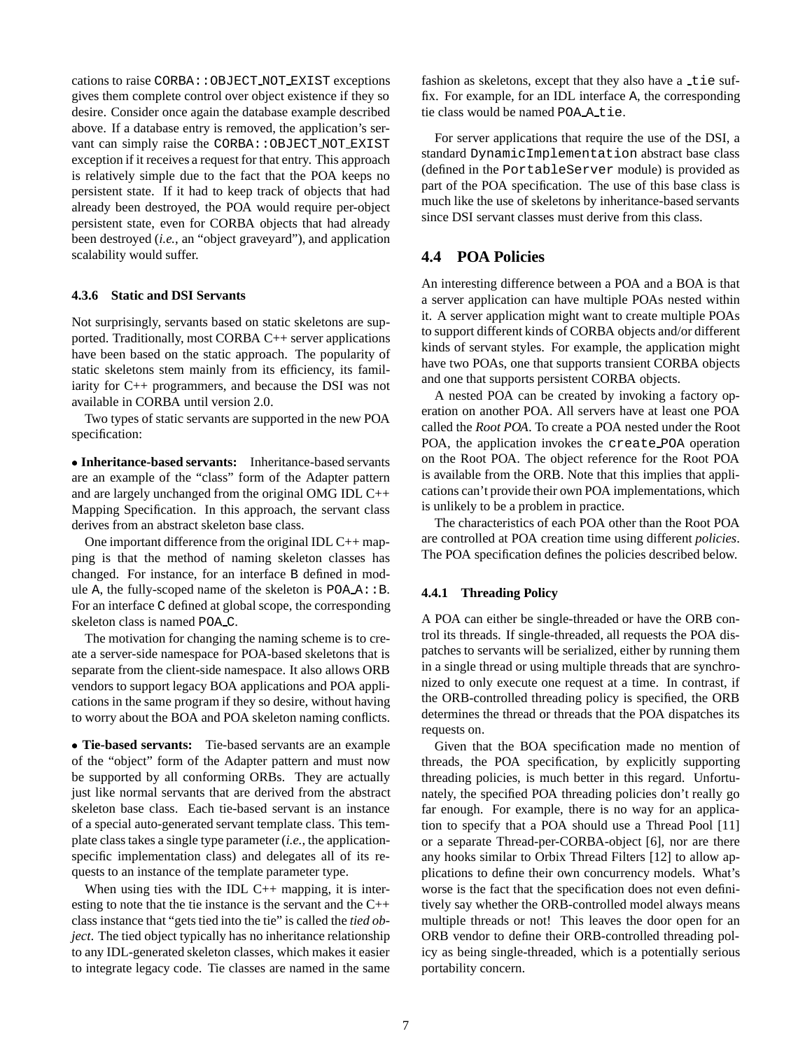cations to raise CORBA::OBJECT_NOT_EXIST exceptions gives them complete control over object existence if they so desire. Consider once again the database example described above. If a database entry is removed, the application's servant can simply raise the CORBA::OBJECT_NOT_EXIST exception if it receives a request for that entry. This approach is relatively simple due to the fact that the POA keeps no persistent state. If it had to keep track of objects that had already been destroyed, the POA would require per-object persistent state, even for CORBA objects that had already been destroyed (*i.e.*, an "object graveyard"), and application scalability would suffer.

#### 4.3.6 Static and DSI Servants

Not surprisingly, servants based on static skeletons are supported. Traditionally, most CORBA C++ server applications have been based on the static approach. The popularity of static skeletons stem mainly from its efficiency, its familiarity for C++ programmers, and because the DSI was not available in CORBA until version 2.0.

Two types of static servants are supported in the new POA specification:

- **Inheritance-based servants:** Inheritance-based servants are an example of the "class" form of the Adapter pattern and are largely unchanged from the original OMG IDL C++ Mapping Specification. In this approach, the servant class derives from an abstract skeleton base class.

  One important difference from the original IDL C++ mapping is that the method of naming skeleton classes has changed. For instance, for an interface B defined in module A, the fully-scoped name of the skeleton is POA_A::B. For an interface C defined at global scope, the corresponding skeleton class is named POA_C.

  The motivation for changing the naming scheme is to create a server-side namespace for POA-based skeletons that is separate from the client-side namespace. It also allows ORB vendors to support legacy BOA applications and POA applications in the same program if they so desire, without having to worry about the BOA and POA skeleton naming conflicts.

- **Tie-based servants:** Tie-based servants are an example of the "object" form of the Adapter pattern and must now be supported by all conforming ORBs. They are actually just like normal servants that are derived from the abstract skeleton base class. Each tie-based servant is an instance of a special auto-generated servant template class. This template class takes a single type parameter (*i.e.*, the application-specific implementation class) and delegates all of its requests to an instance of the template parameter type.

  When using ties with the IDL C++ mapping, it is interesting to note that the tie instance is the servant and the C++ class instance that "gets tied into the tie" is called the *tied object*. The tied object typically has no inheritance relationship to any IDL-generated skeleton classes, which makes it easier to integrate legacy code. Tie classes are named in the same fashion as skeletons, except that they also have a _tie suffix. For example, for an IDL interface A, the corresponding tie class would be named POA_A_tie.

For server applications that require the use of the DSI, a standard DynamicImplementation abstract base class (defined in the PortableServer module) is provided as part of the POA specification. The use of this base class is much like the use of skeletons by inheritance-based servants since DSI servant classes must derive from this class.

### 4.4 POA Policies

An interesting difference between a POA and a BOA is that a server application can have multiple POAs nested within it. A server application might want to create multiple POAs to support different kinds of CORBA objects and/or different kinds of servant styles. For example, the application might have two POAs, one that supports transient CORBA objects and one that supports persistent CORBA objects.

A nested POA can be created by invoking a factory operation on another POA. All servers have at least one POA called the *Root POA*. To create a POA nested under the Root POA, the application invokes the create_POA operation on the Root POA. The object reference for the Root POA is available from the ORB. Note that this implies that applications can't provide their own POA implementations, which is unlikely to be a problem in practice.

The characteristics of each POA other than the Root POA are controlled at POA creation time using different *policies*. The POA specification defines the policies described below.

#### 4.4.1 Threading Policy

A POA can either be single-threaded or have the ORB control its threads. If single-threaded, all requests the POA dispatches to servants will be serialized, either by running them in a single thread or using multiple threads that are synchronized to only execute one request at a time. In contrast, if the ORB-controlled threading policy is specified, the ORB determines the thread or threads that the POA dispatches its requests on.

Given that the BOA specification made no mention of threads, the POA specification, by explicitly supporting threading policies, is much better in this regard. Unfortunately, the specified POA threading policies don't really go far enough. For example, there is no way for an application to specify that a POA should use a Thread Pool [11] or a separate Thread-per-CORBA-object [6], nor are there any hooks similar to Orbix Thread Filters [12] to allow applications to define their own concurrency models. What's worse is the fact that the specification does not even definitively say whether the ORB-controlled model always means multiple threads or not! This leaves the door open for an ORB vendor to define their ORB-controlled threading policy as being single-threaded, which is a potentially serious portability concern.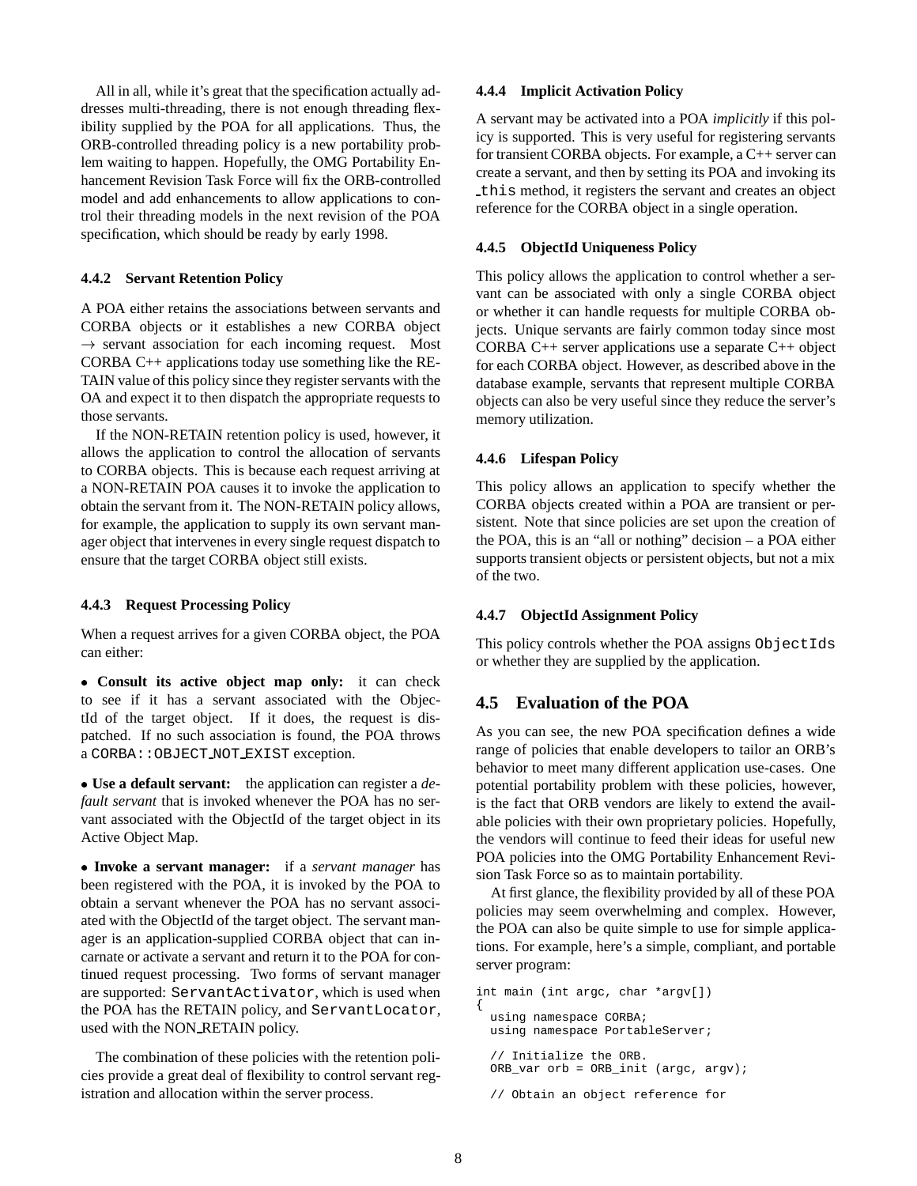All in all, while it's great that the specification actually addresses multi-threading, there is not enough threading flexibility supplied by the POA for all applications. Thus, the ORB-controlled threading policy is a new portability problem waiting to happen. Hopefully, the OMG Portability Enhancement Revision Task Force will fix the ORB-controlled model and add enhancements to allow applications to control their threading models in the next revision of the POA specification, which should be ready by early 1998.

### 4.4.2 Servant Retention Policy

A POA either retains the associations between servants and CORBA objects or it establishes a new CORBA object $\rightarrow$ servant association for each incoming request. Most CORBA C++ applications today use something like the RETAIN value of this policy since they register servants with the OA and expect it to then dispatch the appropriate requests to those servants.

If the NON-RETAIN retention policy is used, however, it allows the application to control the allocation of servants to CORBA objects. This is because each request arriving at a NON-RETAIN POA causes it to invoke the application to obtain the servant from it. The NON-RETAIN policy allows, for example, the application to supply its own servant manager object that intervenes in every single request dispatch to ensure that the target CORBA object still exists.

### 4.4.3 Request Processing Policy

When a request arrives for a given CORBA object, the POA can either:

- **Consult its active object map only:** it can check to see if it has a servant associated with the ObjectId of the target object. If it does, the request is dispatched. If no such association is found, the POA throws a `CORBA::OBJECT_NOT_EXIST` exception.

- **Use a default servant:** the application can register a *default servant* that is invoked whenever the POA has no servant associated with the ObjectId of the target object in its Active Object Map.

- **Invoke a servant manager:** if a *servant manager* has been registered with the POA, it is invoked by the POA to obtain a servant whenever the POA has no servant associated with the ObjectId of the target object. The servant manager is an application-supplied CORBA object that can incarnate or activate a servant and return it to the POA for continued request processing. Two forms of servant manager are supported: `ServantActivator`, which is used when the POA has the RETAIN policy, and `ServantLocator`, used with the NON_RETAIN policy.

The combination of these policies with the retention policies provide a great deal of flexibility to control servant registration and allocation within the server process.

### 4.4.4 Implicit Activation Policy

A servant may be activated into a POA *implicitly* if this policy is supported. This is very useful for registering servants for transient CORBA objects. For example, a C++ server can create a servant, and then by setting its POA and invoking its `_this` method, it registers the servant and creates an object reference for the CORBA object in a single operation.

### 4.4.5 ObjectId Uniqueness Policy

This policy allows the application to control whether a servant can be associated with only a single CORBA object or whether it can handle requests for multiple CORBA objects. Unique servants are fairly common today since most CORBA C++ server applications use a separate C++ object for each CORBA object. However, as described above in the database example, servants that represent multiple CORBA objects can also be very useful since they reduce the server's memory utilization.

### 4.4.6 Lifespan Policy

This policy allows an application to specify whether the CORBA objects created within a POA are transient or persistent. Note that since policies are set upon the creation of the POA, this is an "all or nothing" decision – a POA either supports transient objects or persistent objects, but not a mix of the two.

### 4.4.7 ObjectId Assignment Policy

This policy controls whether the POA assigns `ObjectIds` or whether they are supplied by the application.

## 4.5 Evaluation of the POA

As you can see, the new POA specification defines a wide range of policies that enable developers to tailor an ORB's behavior to meet many different application use-cases. One potential portability problem with these policies, however, is the fact that ORB vendors are likely to extend the available policies with their own proprietary policies. Hopefully, the vendors will continue to feed their ideas for useful new POA policies into the OMG Portability Enhancement Revision Task Force so as to maintain portability.

At first glance, the flexibility provided by all of these POA policies may seem overwhelming and complex. However, the POA can also be quite simple to use for simple applications. For example, here's a simple, compliant, and portable server program:

```
int main (int argc, char *argv[])
{
  using namespace CORBA;
  using namespace PortableServer;

  // Initialize the ORB.
  ORB_var orb = ORB_init (argc, argv);

  // Obtain an object reference for
```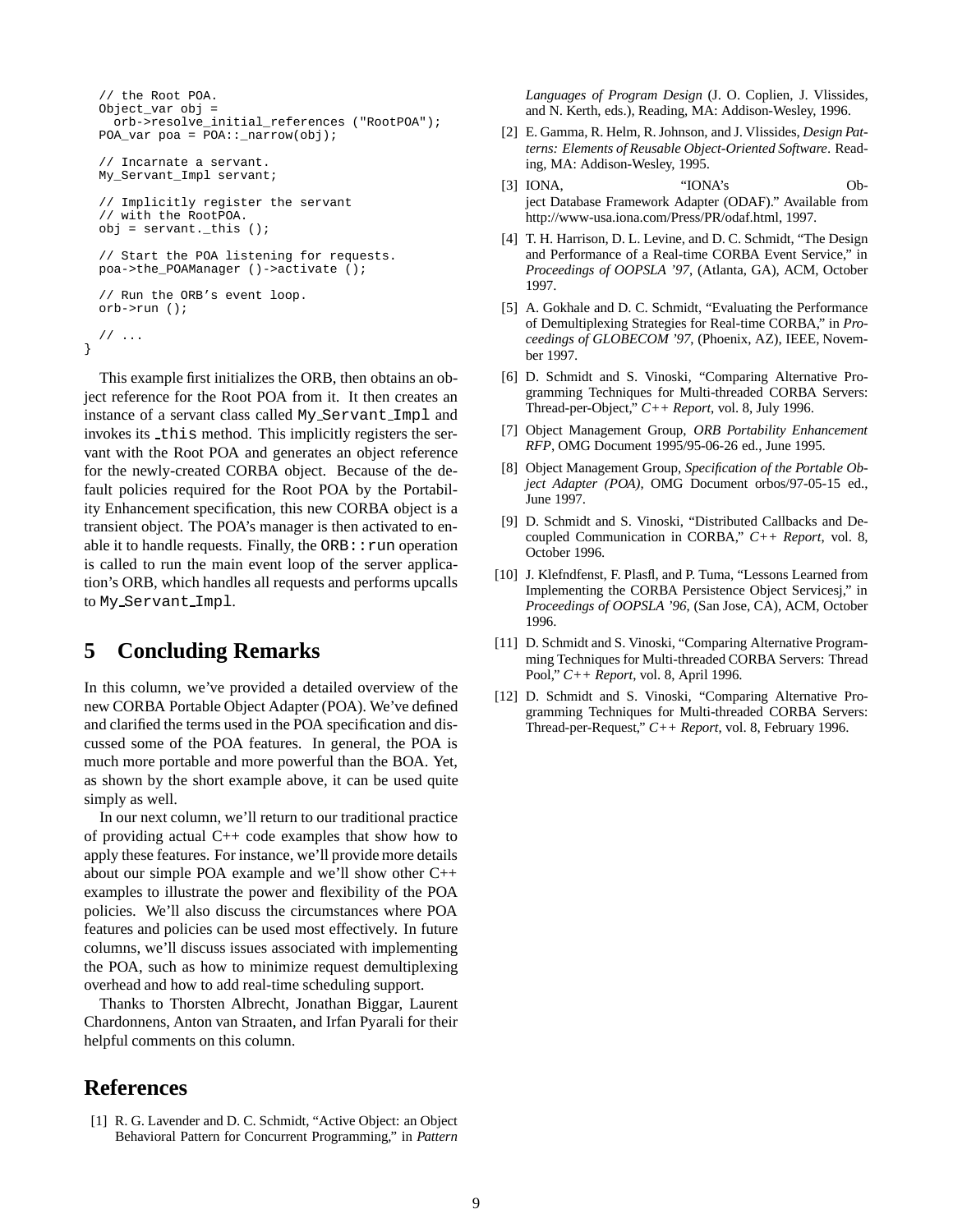```
  // the Root POA.
  Object_var obj =
    orb->resolve_initial_references ("RootPOA");
  POA_var poa = POA::_narrow(obj);

  // Incarnate a servant.
  My_Servant_Impl servant;

  // Implicitly register the servant
  // with the RootPOA.
  obj = servant._this ();

  // Start the POA listening for requests.
  poa->the_POAManager ()->activate ();

  // Run the ORB's event loop.
  orb->run ();

  // ...
}
```

This example first initializes the ORB, then obtains an object reference for the Root POA from it. It then creates an instance of a servant class called `My_Servant_Impl` and invokes its `_this` method. This implicitly registers the servant with the Root POA and generates an object reference for the newly-created CORBA object. Because of the default policies required for the Root POA by the Portability Enhancement specification, this new CORBA object is a transient object. The POA's manager is then activated to enable it to handle requests. Finally, the `ORB::run` operation is called to run the main event loop of the server application's ORB, which handles all requests and performs upcalls to `My_Servant_Impl`.

# 5 Concluding Remarks

In this column, we've provided a detailed overview of the new CORBA Portable Object Adapter (POA). We've defined and clarified the terms used in the POA specification and discussed some of the POA features. In general, the POA is much more portable and more powerful than the BOA. Yet, as shown by the short example above, it can be used quite simply as well.

In our next column, we'll return to our traditional practice of providing actual C++ code examples that show how to apply these features. For instance, we'll provide more details about our simple POA example and we'll show other C++ examples to illustrate the power and flexibility of the POA policies. We'll also discuss the circumstances where POA features and policies can be used most effectively. In future columns, we'll discuss issues associated with implementing the POA, such as how to minimize request demultiplexing overhead and how to add real-time scheduling support.

Thanks to Thorsten Albrecht, Jonathan Biggar, Laurent Chardonnens, Anton van Straaten, and Irfan Pyarali for their helpful comments on this column.

# References

[1] R. G. Lavender and D. C. Schmidt, "Active Object: an Object Behavioral Pattern for Concurrent Programming," in *Pattern Languages of Program Design* (J. O. Coplien, J. Vlissides, and N. Kerth, eds.), Reading, MA: Addison-Wesley, 1996.

[2] E. Gamma, R. Helm, R. Johnson, and J. Vlissides, *Design Patterns: Elements of Reusable Object-Oriented Software*. Reading, MA: Addison-Wesley, 1995.

[3] IONA, "IONA's Object Database Framework Adapter (ODAF)." Available from http://www-usa.iona.com/Press/PR/odaf.html, 1997.

[4] T. H. Harrison, D. L. Levine, and D. C. Schmidt, "The Design and Performance of a Real-time CORBA Event Service," in *Proceedings of OOPSLA '97*, (Atlanta, GA), ACM, October 1997.

[5] A. Gokhale and D. C. Schmidt, "Evaluating the Performance of Demultiplexing Strategies for Real-time CORBA," in *Proceedings of GLOBECOM '97*, (Phoenix, AZ), IEEE, November 1997.

[6] D. Schmidt and S. Vinoski, "Comparing Alternative Programming Techniques for Multi-threaded CORBA Servers: Thread-per-Object," *C++ Report*, vol. 8, July 1996.

[7] Object Management Group, *ORB Portability Enhancement RFP*, OMG Document 1995/95-06-26 ed., June 1995.

[8] Object Management Group, *Specification of the Portable Object Adapter (POA)*, OMG Document orbos/97-05-15 ed., June 1997.

[9] D. Schmidt and S. Vinoski, "Distributed Callbacks and Decoupled Communication in CORBA," *C++ Report*, vol. 8, October 1996.

[10] J. Klefndfenst, F. Plasfl, and P. Tuma, "Lessons Learned from Implementing the CORBA Persistence Object Servicesj," in *Proceedings of OOPSLA '96*, (San Jose, CA), ACM, October 1996.

[11] D. Schmidt and S. Vinoski, "Comparing Alternative Programming Techniques for Multi-threaded CORBA Servers: Thread Pool," *C++ Report*, vol. 8, April 1996.

[12] D. Schmidt and S. Vinoski, "Comparing Alternative Programming Techniques for Multi-threaded CORBA Servers: Thread-per-Request," *C++ Report*, vol. 8, February 1996.